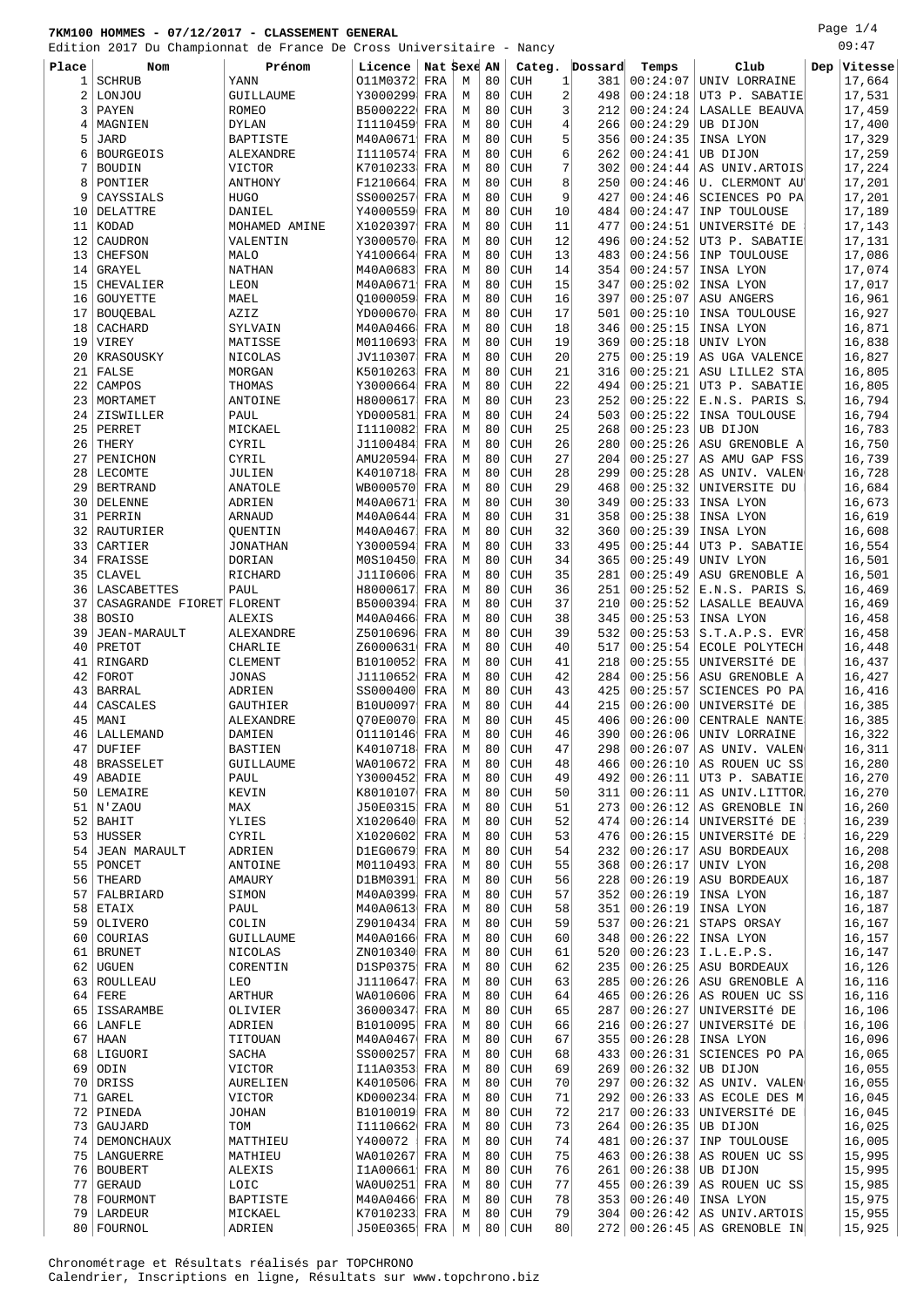# 7KM100 HOMMES - 07/12/2017 - CLASSEMENT GENERAL

Edition 2017 Du Championnat de France De Cross Universitaire - Nancy

09:47

| Place | Nom | Prénom | Licence | Nat | Sexe | AN | Categ. | | Dossard | Temps | Club | Dep | Vitesse |
|---|---|---|---|---|---|---|---|---|---|---|---|---|---|
| 1 | SCHRUB | YANN | O11M0372 | FRA | M | 80 | CUH | 1 | 381 | 00:24:07 | UNIV LORRAINE | | 17,664 |
| 2 | LONJOU | GUILLAUME | Y3000299 | FRA | M | 80 | CUH | 2 | 498 | 00:24:18 | UT3 P. SABATIE | | 17,531 |
| 3 | PAYEN | ROMEO | B5000222 | FRA | M | 80 | CUH | 3 | 212 | 00:24:24 | LASALLE BEAUVA | | 17,459 |
| 4 | MAGNIEN | DYLAN | I1110459 | FRA | M | 80 | CUH | 4 | 266 | 00:24:29 | UB DIJON | | 17,400 |
| 5 | JARD | BAPTISTE | M40A0671 | FRA | M | 80 | CUH | 5 | 356 | 00:24:35 | INSA LYON | | 17,329 |
| 6 | BOURGEOIS | ALEXANDRE | I1110574 | FRA | M | 80 | CUH | 6 | 262 | 00:24:41 | UB DIJON | | 17,259 |
| 7 | BOUDIN | VICTOR | K7010233 | FRA | M | 80 | CUH | 7 | 302 | 00:24:44 | AS UNIV.ARTOIS | | 17,224 |
| 8 | PONTIER | ANTHONY | F1210664 | FRA | M | 80 | CUH | 8 | 250 | 00:24:46 | U. CLERMONT AU | | 17,201 |
| 9 | CAYSSIALS | HUGO | SS000257 | FRA | M | 80 | CUH | 9 | 427 | 00:24:46 | SCIENCES PO PA | | 17,201 |
| 10 | DELATTRE | DANIEL | Y4000559 | FRA | M | 80 | CUH | 10 | 484 | 00:24:47 | INP TOULOUSE | | 17,189 |
| 11 | KODAD | MOHAMED AMINE | X1020397 | FRA | M | 80 | CUH | 11 | 477 | 00:24:51 | UNIVERSITé DE | | 17,143 |
| 12 | CAUDRON | VALENTIN | Y3000570 | FRA | M | 80 | CUH | 12 | 496 | 00:24:52 | UT3 P. SABATIE | | 17,131 |
| 13 | CHEFSON | MALO | Y4100664 | FRA | M | 80 | CUH | 13 | 483 | 00:24:56 | INP TOULOUSE | | 17,086 |
| 14 | GRAYEL | NATHAN | M40A0683 | FRA | M | 80 | CUH | 14 | 354 | 00:24:57 | INSA LYON | | 17,074 |
| 15 | CHEVALIER | LEON | M40A0671 | FRA | M | 80 | CUH | 15 | 347 | 00:25:02 | INSA LYON | | 17,017 |
| 16 | GOUYETTE | MAEL | Q1000059 | FRA | M | 80 | CUH | 16 | 397 | 00:25:07 | ASU ANGERS | | 16,961 |
| 17 | BOUQEBAL | AZIZ | YD000670 | FRA | M | 80 | CUH | 17 | 501 | 00:25:10 | INSA TOULOUSE | | 16,927 |
| 18 | CACHARD | SYLVAIN | M40A0466 | FRA | M | 80 | CUH | 18 | 346 | 00:25:15 | INSA LYON | | 16,871 |
| 19 | VIREY | MATISSE | M0110693 | FRA | M | 80 | CUH | 19 | 369 | 00:25:18 | UNIV LYON | | 16,838 |
| 20 | KRASOUSKY | NICOLAS | JV110307 | FRA | M | 80 | CUH | 20 | 275 | 00:25:19 | AS UGA VALENCE | | 16,827 |
| 21 | FALSE | MORGAN | K5010263 | FRA | M | 80 | CUH | 21 | 316 | 00:25:21 | ASU LILLE2 STA | | 16,805 |
| 22 | CAMPOS | THOMAS | Y3000664 | FRA | M | 80 | CUH | 22 | 494 | 00:25:21 | UT3 P. SABATIE | | 16,805 |
| 23 | MORTAMET | ANTOINE | H8000617 | FRA | M | 80 | CUH | 23 | 252 | 00:25:22 | E.N.S. PARIS S | | 16,794 |
| 24 | ZISWILLER | PAUL | YD000581 | FRA | M | 80 | CUH | 24 | 503 | 00:25:22 | INSA TOULOUSE | | 16,794 |
| 25 | PERRET | MICKAEL | I1110082 | FRA | M | 80 | CUH | 25 | 268 | 00:25:23 | UB DIJON | | 16,783 |
| 26 | THERY | CYRIL | J1100484 | FRA | M | 80 | CUH | 26 | 280 | 00:25:26 | ASU GRENOBLE A | | 16,750 |
| 27 | PENICHON | CYRIL | AMU20594 | FRA | M | 80 | CUH | 27 | 204 | 00:25:27 | AS AMU GAP FSS | | 16,739 |
| 28 | LECOMTE | JULIEN | K4010718 | FRA | M | 80 | CUH | 28 | 299 | 00:25:28 | AS UNIV. VALEN | | 16,728 |
| 29 | BERTRAND | ANATOLE | WB000570 | FRA | M | 80 | CUH | 29 | 468 | 00:25:32 | UNIVERSITE DU | | 16,684 |
| 30 | DELENNE | ADRIEN | M40A0671 | FRA | M | 80 | CUH | 30 | 349 | 00:25:33 | INSA LYON | | 16,673 |
| 31 | PERRIN | ARNAUD | M40A0644 | FRA | M | 80 | CUH | 31 | 358 | 00:25:38 | INSA LYON | | 16,619 |
| 32 | RAUTURIER | QUENTIN | M40A0467 | FRA | M | 80 | CUH | 32 | 360 | 00:25:39 | INSA LYON | | 16,608 |
| 33 | CARTIER | JONATHAN | Y3000594 | FRA | M | 80 | CUH | 33 | 495 | 00:25:44 | UT3 P. SABATIE | | 16,554 |
| 34 | FRAISSE | DORIAN | M0S10450 | FRA | M | 80 | CUH | 34 | 365 | 00:25:49 | UNIV LYON | | 16,501 |
| 35 | CLAVEL | RICHARD | J11I0606 | FRA | M | 80 | CUH | 35 | 281 | 00:25:49 | ASU GRENOBLE A | | 16,501 |
| 36 | LASCABETTES | PAUL | H8000617 | FRA | M | 80 | CUH | 36 | 251 | 00:25:52 | E.N.S. PARIS S | | 16,469 |
| 37 | CASAGRANDE FIORET | FLORENT | B5000394 | FRA | M | 80 | CUH | 37 | 210 | 00:25:52 | LASALLE BEAUVA | | 16,469 |
| 38 | BOSIO | ALEXIS | M40A0466 | FRA | M | 80 | CUH | 38 | 345 | 00:25:53 | INSA LYON | | 16,458 |
| 39 | JEAN-MARAULT | ALEXANDRE | Z5010696 | FRA | M | 80 | CUH | 39 | 532 | 00:25:53 | S.T.A.P.S. EVR | | 16,458 |
| 40 | PRETOT | CHARLIE | Z6000631 | FRA | M | 80 | CUH | 40 | 517 | 00:25:54 | ECOLE POLYTECH | | 16,448 |
| 41 | RINGARD | CLEMENT | B1010052 | FRA | M | 80 | CUH | 41 | 218 | 00:25:55 | UNIVERSITé DE | | 16,437 |
| 42 | FOROT | JONAS | J1110652 | FRA | M | 80 | CUH | 42 | 284 | 00:25:56 | ASU GRENOBLE A | | 16,427 |
| 43 | BARRAL | ADRIEN | SS000400 | FRA | M | 80 | CUH | 43 | 425 | 00:25:57 | SCIENCES PO PA | | 16,416 |
| 44 | CASCALES | GAUTHIER | B10U0097 | FRA | M | 80 | CUH | 44 | 215 | 00:26:00 | UNIVERSITé DE | | 16,385 |
| 45 | MANI | ALEXANDRE | Q70E0070 | FRA | M | 80 | CUH | 45 | 406 | 00:26:00 | CENTRALE NANTE | | 16,385 |
| 46 | LALLEMAND | DAMIEN | O1110146 | FRA | M | 80 | CUH | 46 | 390 | 00:26:06 | UNIV LORRAINE | | 16,322 |
| 47 | DUFIEF | BASTIEN | K4010718 | FRA | M | 80 | CUH | 47 | 298 | 00:26:07 | AS UNIV. VALEN | | 16,311 |
| 48 | BRASSELET | GUILLAUME | WA010672 | FRA | M | 80 | CUH | 48 | 466 | 00:26:10 | AS ROUEN UC SS | | 16,280 |
| 49 | ABADIE | PAUL | Y3000452 | FRA | M | 80 | CUH | 49 | 492 | 00:26:11 | UT3 P. SABATIE | | 16,270 |
| 50 | LEMAIRE | KEVIN | K8010107 | FRA | M | 80 | CUH | 50 | 311 | 00:26:11 | AS UNIV.LITTOR | | 16,270 |
| 51 | N'ZAOU | MAX | J50E0315 | FRA | M | 80 | CUH | 51 | 273 | 00:26:12 | AS GRENOBLE IN | | 16,260 |
| 52 | BAHIT | YLIES | X1020640 | FRA | M | 80 | CUH | 52 | 474 | 00:26:14 | UNIVERSITé DE | | 16,239 |
| 53 | HUSSER | CYRIL | X1020602 | FRA | M | 80 | CUH | 53 | 476 | 00:26:15 | UNIVERSITé DE | | 16,229 |
| 54 | JEAN MARAULT | ADRIEN | D1EG0679 | FRA | M | 80 | CUH | 54 | 232 | 00:26:17 | ASU BORDEAUX | | 16,208 |
| 55 | PONCET | ANTOINE | M0110493 | FRA | M | 80 | CUH | 55 | 368 | 00:26:17 | UNIV LYON | | 16,208 |
| 56 | THEARD | AMAURY | D1BM0391 | FRA | M | 80 | CUH | 56 | 228 | 00:26:19 | ASU BORDEAUX | | 16,187 |
| 57 | FALBRIARD | SIMON | M40A0399 | FRA | M | 80 | CUH | 57 | 352 | 00:26:19 | INSA LYON | | 16,187 |
| 58 | ETAIX | PAUL | M40A0613 | FRA | M | 80 | CUH | 58 | 351 | 00:26:19 | INSA LYON | | 16,187 |
| 59 | OLIVERO | COLIN | Z9010434 | FRA | M | 80 | CUH | 59 | 537 | 00:26:21 | STAPS ORSAY | | 16,167 |
| 60 | COURIAS | GUILLAUME | M40A0166 | FRA | M | 80 | CUH | 60 | 348 | 00:26:22 | INSA LYON | | 16,157 |
| 61 | BRUNET | NICOLAS | ZN010340 | FRA | M | 80 | CUH | 61 | 520 | 00:26:23 | I.L.E.P.S. | | 16,147 |
| 62 | UGUEN | CORENTIN | D1SP0375 | FRA | M | 80 | CUH | 62 | 235 | 00:26:25 | ASU BORDEAUX | | 16,126 |
| 63 | ROULLEAU | LEO | J1110647 | FRA | M | 80 | CUH | 63 | 285 | 00:26:26 | ASU GRENOBLE A | | 16,116 |
| 64 | FERE | ARTHUR | WA010606 | FRA | M | 80 | CUH | 64 | 465 | 00:26:26 | AS ROUEN UC SS | | 16,116 |
| 65 | ISSARAMBE | OLIVIER | 36000347 | FRA | M | 80 | CUH | 65 | 287 | 00:26:27 | UNIVERSITé DE | | 16,106 |
| 66 | LANFLE | ADRIEN | B1010095 | FRA | M | 80 | CUH | 66 | 216 | 00:26:27 | UNIVERSITé DE | | 16,106 |
| 67 | HAAN | TITOUAN | M40A0467 | FRA | M | 80 | CUH | 67 | 355 | 00:26:28 | INSA LYON | | 16,096 |
| 68 | LIGUORI | SACHA | SS000257 | FRA | M | 80 | CUH | 68 | 433 | 00:26:31 | SCIENCES PO PA | | 16,065 |
| 69 | ODIN | VICTOR | I11A0353 | FRA | M | 80 | CUH | 69 | 269 | 00:26:32 | UB DIJON | | 16,055 |
| 70 | DRISS | AURELIEN | K4010506 | FRA | M | 80 | CUH | 70 | 297 | 00:26:32 | AS UNIV. VALEN | | 16,055 |
| 71 | GAREL | VICTOR | KD000234 | FRA | M | 80 | CUH | 71 | 292 | 00:26:33 | AS ECOLE DES M | | 16,045 |
| 72 | PINEDA | JOHAN | B1010019 | FRA | M | 80 | CUH | 72 | 217 | 00:26:33 | UNIVERSITé DE | | 16,045 |
| 73 | GAUJARD | TOM | I1110662 | FRA | M | 80 | CUH | 73 | 264 | 00:26:35 | UB DIJON | | 16,025 |
| 74 | DEMONCHAUX | MATTHIEU | Y400072 | FRA | M | 80 | CUH | 74 | 481 | 00:26:37 | INP TOULOUSE | | 16,005 |
| 75 | LANGUERRE | MATHIEU | WA010267 | FRA | M | 80 | CUH | 75 | 463 | 00:26:38 | AS ROUEN UC SS | | 15,995 |
| 76 | BOUBERT | ALEXIS | I1A00661 | FRA | M | 80 | CUH | 76 | 261 | 00:26:38 | UB DIJON | | 15,995 |
| 77 | GERAUD | LOIC | WA0U0251 | FRA | M | 80 | CUH | 77 | 455 | 00:26:39 | AS ROUEN UC SS | | 15,985 |
| 78 | FOURMONT | BAPTISTE | M40A0466 | FRA | M | 80 | CUH | 78 | 353 | 00:26:40 | INSA LYON | | 15,975 |
| 79 | LARDEUR | MICKAEL | K7010233 | FRA | M | 80 | CUH | 79 | 304 | 00:26:42 | AS UNIV.ARTOIS | | 15,955 |
| 80 | FOURNOL | ADRIEN | J50E0365 | FRA | M | 80 | CUH | 80 | 272 | 00:26:45 | AS GRENOBLE IN | | 15,925 |

Chronométrage et Résultats réalisés par TOPCHRONO
Calendrier, Inscriptions en ligne, Résultats sur www.topchrono.biz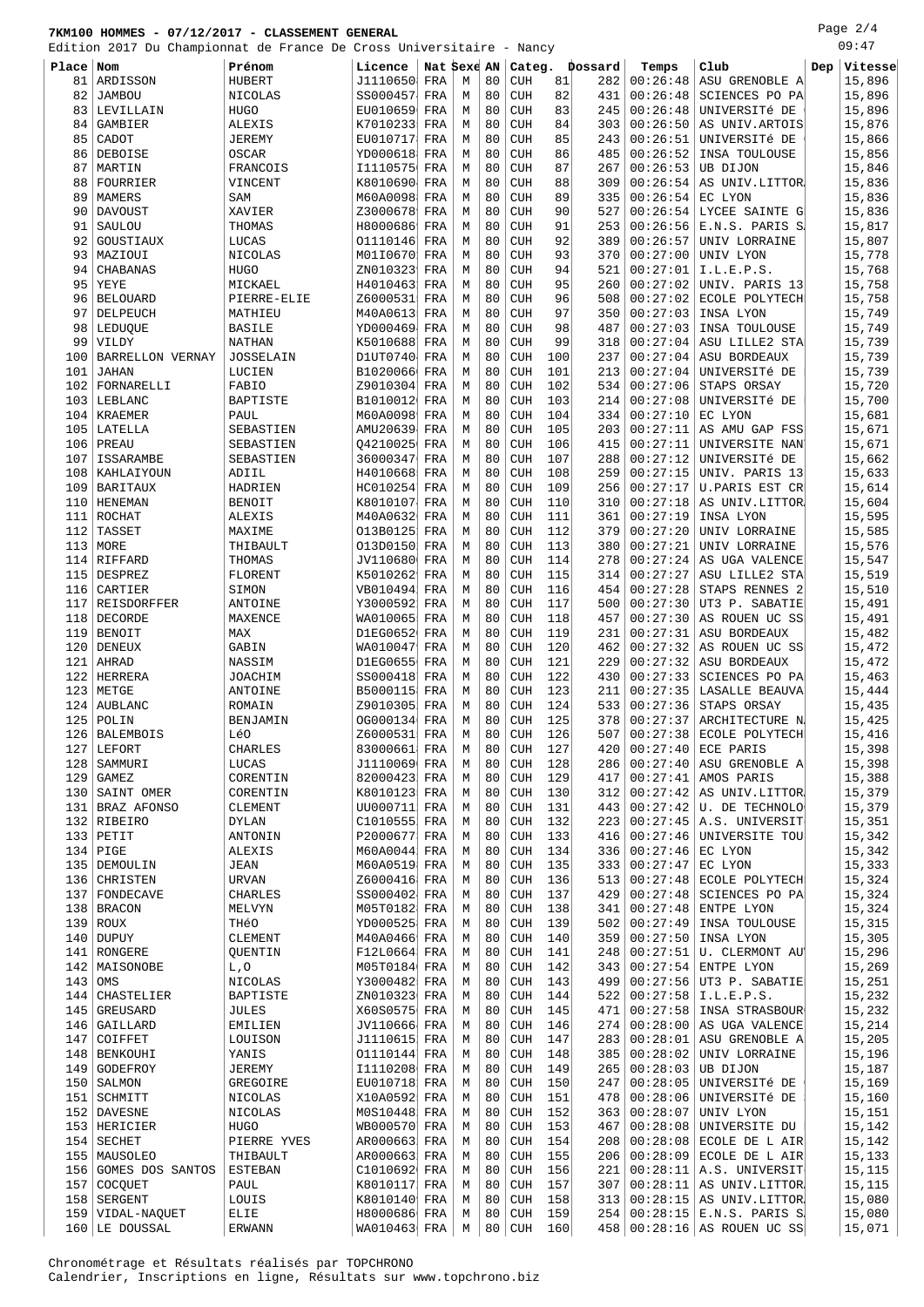**7KM100 HOMMES - 07/12/2017 - CLASSEMENT GENERAL**

Edition 2017 Du Championnat de France De Cross Universitaire - Nancy

09:47

| Place | Nom | Prénom | Licence | Nat | Sexe | AN | Categ. | | Dossard | Temps | Club | Dep | Vitesse |
|---|---|---|---|---|---|---|---|---|---|---|---|---|---|
| 81 | ARDISSON | HUBERT | J1110650 | FRA | M | 80 | CUH | 81 | 282 | 00:26:48 | ASU GRENOBLE A | | 15,896 |
| 82 | JAMBOU | NICOLAS | SS000457 | FRA | M | 80 | CUH | 82 | 431 | 00:26:48 | SCIENCES PO PA | | 15,896 |
| 83 | LEVILLAIN | HUGO | EU010659 | FRA | M | 80 | CUH | 83 | 245 | 00:26:48 | UNIVERSITé DE | | 15,896 |
| 84 | GAMBIER | ALEXIS | K7010233 | FRA | M | 80 | CUH | 84 | 303 | 00:26:50 | AS UNIV.ARTOIS | | 15,876 |
| 85 | CADOT | JEREMY | EU010717 | FRA | M | 80 | CUH | 85 | 243 | 00:26:51 | UNIVERSITé DE | | 15,866 |
| 86 | DEBOISE | OSCAR | YD000618 | FRA | M | 80 | CUH | 86 | 485 | 00:26:52 | INSA TOULOUSE | | 15,856 |
| 87 | MARTIN | FRANCOIS | I1110575 | FRA | M | 80 | CUH | 87 | 267 | 00:26:53 | UB DIJON | | 15,846 |
| 88 | FOURRIER | VINCENT | K8010690 | FRA | M | 80 | CUH | 88 | 309 | 00:26:54 | AS UNIV.LITTOR | | 15,836 |
| 89 | MAMERS | SAM | M60A0098 | FRA | M | 80 | CUH | 89 | 335 | 00:26:54 | EC LYON | | 15,836 |
| 90 | DAVOUST | XAVIER | Z3000678 | FRA | M | 80 | CUH | 90 | 527 | 00:26:54 | LYCEE SAINTE G | | 15,836 |
| 91 | SAULOU | THOMAS | H8000686 | FRA | M | 80 | CUH | 91 | 253 | 00:26:56 | E.N.S. PARIS S | | 15,817 |
| 92 | GOUSTIAUX | LUCAS | O1110146 | FRA | M | 80 | CUH | 92 | 389 | 00:26:57 | UNIV LORRAINE | | 15,807 |
| 93 | MAZIOUI | NICOLAS | M01I0670 | FRA | M | 80 | CUH | 93 | 370 | 00:27:00 | UNIV LYON | | 15,778 |
| 94 | CHABANAS | HUGO | ZN010323 | FRA | M | 80 | CUH | 94 | 521 | 00:27:01 | I.L.E.P.S. | | 15,768 |
| 95 | YEYE | MICKAEL | H4010463 | FRA | M | 80 | CUH | 95 | 260 | 00:27:02 | UNIV. PARIS 13 | | 15,758 |
| 96 | BELOUARD | PIERRE-ELIE | Z6000531 | FRA | M | 80 | CUH | 96 | 508 | 00:27:02 | ECOLE POLYTECH | | 15,758 |
| 97 | DELPEUCH | MATHIEU | M40A0613 | FRA | M | 80 | CUH | 97 | 350 | 00:27:03 | INSA LYON | | 15,749 |
| 98 | LEDUQUE | BASILE | YD000469 | FRA | M | 80 | CUH | 98 | 487 | 00:27:03 | INSA TOULOUSE | | 15,749 |
| 99 | VILDY | NATHAN | K5010688 | FRA | M | 80 | CUH | 99 | 318 | 00:27:04 | ASU LILLE2 STA | | 15,739 |
| 100 | BARRELLON VERNAY | JOSSELAIN | D1UT0740 | FRA | M | 80 | CUH | 100 | 237 | 00:27:04 | ASU BORDEAUX | | 15,739 |
| 101 | JAHAN | LUCIEN | B1020066 | FRA | M | 80 | CUH | 101 | 213 | 00:27:04 | UNIVERSITé DE | | 15,739 |
| 102 | FORNARELLI | FABIO | Z9010304 | FRA | M | 80 | CUH | 102 | 534 | 00:27:06 | STAPS ORSAY | | 15,720 |
| 103 | LEBLANC | BAPTISTE | B1010012 | FRA | M | 80 | CUH | 103 | 214 | 00:27:08 | UNIVERSITé DE | | 15,700 |
| 104 | KRAEMER | PAUL | M60A0098 | FRA | M | 80 | CUH | 104 | 334 | 00:27:10 | EC LYON | | 15,681 |
| 105 | LATELLA | SEBASTIEN | AMU20639 | FRA | M | 80 | CUH | 105 | 203 | 00:27:11 | AS AMU GAP FSS | | 15,671 |
| 106 | PREAU | SEBASTIEN | Q4210025 | FRA | M | 80 | CUH | 106 | 415 | 00:27:11 | UNIVERSITE NAN | | 15,671 |
| 107 | ISSARAMBE | SEBASTIEN | 36000347 | FRA | M | 80 | CUH | 107 | 288 | 00:27:12 | UNIVERSITé DE | | 15,662 |
| 108 | KAHLAIYOUN | ADIIL | H4010668 | FRA | M | 80 | CUH | 108 | 259 | 00:27:15 | UNIV. PARIS 13 | | 15,633 |
| 109 | BARITAUX | HADRIEN | HC010254 | FRA | M | 80 | CUH | 109 | 256 | 00:27:17 | U.PARIS EST CR | | 15,614 |
| 110 | HENEMAN | BENOIT | K8010107 | FRA | M | 80 | CUH | 110 | 310 | 00:27:18 | AS UNIV.LITTOR | | 15,604 |
| 111 | ROCHAT | ALEXIS | M40A0632 | FRA | M | 80 | CUH | 111 | 361 | 00:27:19 | INSA LYON | | 15,595 |
| 112 | TASSET | MAXIME | O13B0125 | FRA | M | 80 | CUH | 112 | 379 | 00:27:20 | UNIV LORRAINE | | 15,585 |
| 113 | MORE | THIBAULT | O13D0150 | FRA | M | 80 | CUH | 113 | 380 | 00:27:21 | UNIV LORRAINE | | 15,576 |
| 114 | RIFFARD | THOMAS | JV110680 | FRA | M | 80 | CUH | 114 | 278 | 00:27:24 | AS UGA VALENCE | | 15,547 |
| 115 | DESPREZ | FLORENT | K5010262 | FRA | M | 80 | CUH | 115 | 314 | 00:27:27 | ASU LILLE2 STA | | 15,519 |
| 116 | CARTIER | SIMON | VB010494 | FRA | M | 80 | CUH | 116 | 454 | 00:27:28 | STAPS RENNES 2 | | 15,510 |
| 117 | REISDORFFER | ANTOINE | Y3000592 | FRA | M | 80 | CUH | 117 | 500 | 00:27:30 | UT3 P. SABATIE | | 15,491 |
| 118 | DECORDE | MAXENCE | WA010065 | FRA | M | 80 | CUH | 118 | 457 | 00:27:30 | AS ROUEN UC SS | | 15,491 |
| 119 | BENOIT | MAX | D1EG0652 | FRA | M | 80 | CUH | 119 | 231 | 00:27:31 | ASU BORDEAUX | | 15,482 |
| 120 | DENEUX | GABIN | WA010047 | FRA | M | 80 | CUH | 120 | 462 | 00:27:32 | AS ROUEN UC SS | | 15,472 |
| 121 | AHRAD | NASSIM | D1EG0655 | FRA | M | 80 | CUH | 121 | 229 | 00:27:32 | ASU BORDEAUX | | 15,472 |
| 122 | HERRERA | JOACHIM | SS000418 | FRA | M | 80 | CUH | 122 | 430 | 00:27:33 | SCIENCES PO PA | | 15,463 |
| 123 | METGE | ANTOINE | B5000115 | FRA | M | 80 | CUH | 123 | 211 | 00:27:35 | LASALLE BEAUVA | | 15,444 |
| 124 | AUBLANC | ROMAIN | Z9010305 | FRA | M | 80 | CUH | 124 | 533 | 00:27:36 | STAPS ORSAY | | 15,435 |
| 125 | POLIN | BENJAMIN | OG000134 | FRA | M | 80 | CUH | 125 | 378 | 00:27:37 | ARCHITECTURE N | | 15,425 |
| 126 | BALEMBOIS | LéO | Z6000531 | FRA | M | 80 | CUH | 126 | 507 | 00:27:38 | ECOLE POLYTECH | | 15,416 |
| 127 | LEFORT | CHARLES | 83000661 | FRA | M | 80 | CUH | 127 | 420 | 00:27:40 | ECE PARIS | | 15,398 |
| 128 | SAMMURI | LUCAS | J1110069 | FRA | M | 80 | CUH | 128 | 286 | 00:27:40 | ASU GRENOBLE A | | 15,398 |
| 129 | GAMEZ | CORENTIN | 82000423 | FRA | M | 80 | CUH | 129 | 417 | 00:27:41 | AMOS PARIS | | 15,388 |
| 130 | SAINT OMER | CORENTIN | K8010123 | FRA | M | 80 | CUH | 130 | 312 | 00:27:42 | AS UNIV.LITTOR | | 15,379 |
| 131 | BRAZ AFONSO | CLEMENT | UU000711 | FRA | M | 80 | CUH | 131 | 443 | 00:27:42 | U. DE TECHNOLO | | 15,379 |
| 132 | RIBEIRO | DYLAN | C1010555 | FRA | M | 80 | CUH | 132 | 223 | 00:27:45 | A.S. UNIVERSIT | | 15,351 |
| 133 | PETIT | ANTONIN | P2000677 | FRA | M | 80 | CUH | 133 | 416 | 00:27:46 | UNIVERSITE TOU | | 15,342 |
| 134 | PIGE | ALEXIS | M60A0044 | FRA | M | 80 | CUH | 134 | 336 | 00:27:46 | EC LYON | | 15,342 |
| 135 | DEMOULIN | JEAN | M60A0519 | FRA | M | 80 | CUH | 135 | 333 | 00:27:47 | EC LYON | | 15,333 |
| 136 | CHRISTEN | URVAN | Z6000416 | FRA | M | 80 | CUH | 136 | 513 | 00:27:48 | ECOLE POLYTECH | | 15,324 |
| 137 | FONDECAVE | CHARLES | SS000402 | FRA | M | 80 | CUH | 137 | 429 | 00:27:48 | SCIENCES PO PA | | 15,324 |
| 138 | BRACON | MELVYN | M05T0182 | FRA | M | 80 | CUH | 138 | 341 | 00:27:48 | ENTPE LYON | | 15,324 |
| 139 | ROUX | THéO | YD000525 | FRA | M | 80 | CUH | 139 | 502 | 00:27:49 | INSA TOULOUSE | | 15,315 |
| 140 | DUPUY | CLEMENT | M40A0466 | FRA | M | 80 | CUH | 140 | 359 | 00:27:50 | INSA LYON | | 15,305 |
| 141 | RONGERE | QUENTIN | F12L0664 | FRA | M | 80 | CUH | 141 | 248 | 00:27:51 | U. CLERMONT AU | | 15,296 |
| 142 | MAISONOBE | L,O | M05T0184 | FRA | M | 80 | CUH | 142 | 343 | 00:27:54 | ENTPE LYON | | 15,269 |
| 143 | OMS | NICOLAS | Y3000482 | FRA | M | 80 | CUH | 143 | 499 | 00:27:56 | UT3 P. SABATIE | | 15,251 |
| 144 | CHASTELIER | BAPTISTE | ZN010323 | FRA | M | 80 | CUH | 144 | 522 | 00:27:58 | I.L.E.P.S. | | 15,232 |
| 145 | GREUSARD | JULES | X60S0575 | FRA | M | 80 | CUH | 145 | 471 | 00:27:58 | INSA STRASBOUR | | 15,232 |
| 146 | GAILLARD | EMILIEN | JV110666 | FRA | M | 80 | CUH | 146 | 274 | 00:28:00 | AS UGA VALENCE | | 15,214 |
| 147 | COIFFET | LOUISON | J1110615 | FRA | M | 80 | CUH | 147 | 283 | 00:28:01 | ASU GRENOBLE A | | 15,205 |
| 148 | BENKOUHI | YANIS | O1110144 | FRA | M | 80 | CUH | 148 | 385 | 00:28:02 | UNIV LORRAINE | | 15,196 |
| 149 | GODEFROY | JEREMY | I1110208 | FRA | M | 80 | CUH | 149 | 265 | 00:28:03 | UB DIJON | | 15,187 |
| 150 | SALMON | GREGOIRE | EU010718 | FRA | M | 80 | CUH | 150 | 247 | 00:28:05 | UNIVERSITé DE | | 15,169 |
| 151 | SCHMITT | NICOLAS | X10A0592 | FRA | M | 80 | CUH | 151 | 478 | 00:28:06 | UNIVERSITé DE | | 15,160 |
| 152 | DAVESNE | NICOLAS | M0S10448 | FRA | M | 80 | CUH | 152 | 363 | 00:28:07 | UNIV LYON | | 15,151 |
| 153 | HERICIER | HUGO | WB000570 | FRA | M | 80 | CUH | 153 | 467 | 00:28:08 | UNIVERSITE DU | | 15,142 |
| 154 | SECHET | PIERRE YVES | AR000663 | FRA | M | 80 | CUH | 154 | 208 | 00:28:08 | ECOLE DE L AIR | | 15,142 |
| 155 | MAUSOLEO | THIBAULT | AR000663 | FRA | M | 80 | CUH | 155 | 206 | 00:28:09 | ECOLE DE L AIR | | 15,133 |
| 156 | GOMES DOS SANTOS | ESTEBAN | C1010692 | FRA | M | 80 | CUH | 156 | 221 | 00:28:11 | A.S. UNIVERSIT | | 15,115 |
| 157 | COCQUET | PAUL | K8010117 | FRA | M | 80 | CUH | 157 | 307 | 00:28:11 | AS UNIV.LITTOR | | 15,115 |
| 158 | SERGENT | LOUIS | K8010140 | FRA | M | 80 | CUH | 158 | 313 | 00:28:15 | AS UNIV.LITTOR | | 15,080 |
| 159 | VIDAL-NAQUET | ELIE | H8000686 | FRA | M | 80 | CUH | 159 | 254 | 00:28:15 | E.N.S. PARIS S | | 15,080 |
| 160 | LE DOUSSAL | ERWANN | WA010463 | FRA | M | 80 | CUH | 160 | 458 | 00:28:16 | AS ROUEN UC SS | | 15,071 |

Chronométrage et Résultats réalisés par TOPCHRONO
Calendrier, Inscriptions en ligne, Résultats sur www.topchrono.biz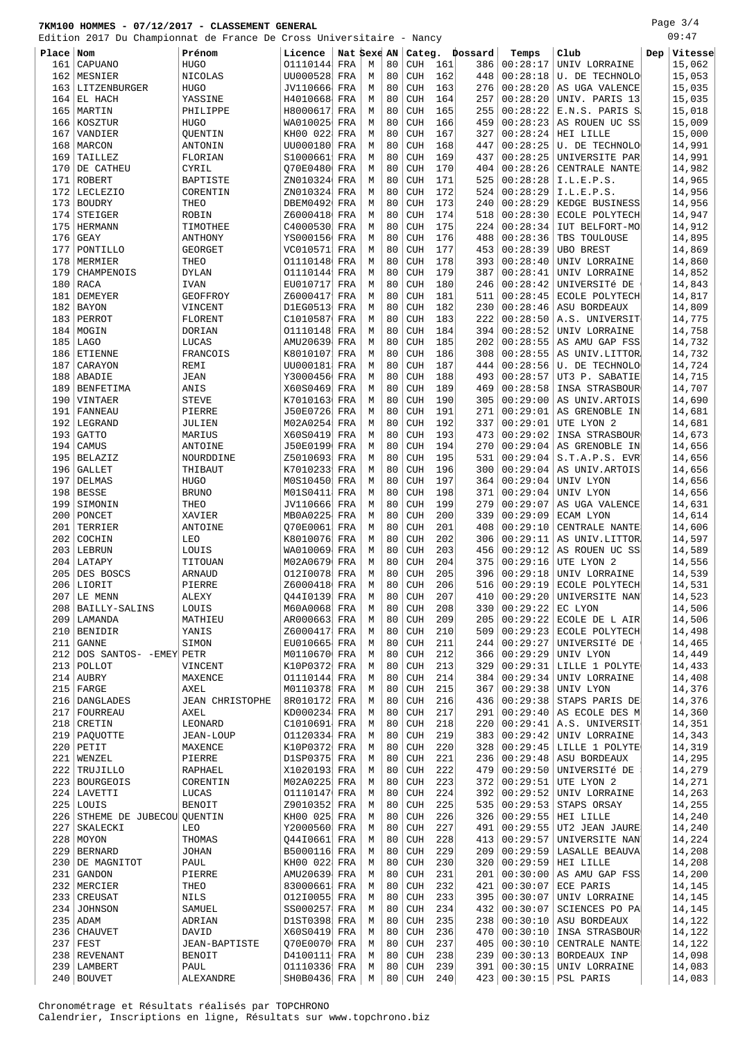**7KM100 HOMMES - 07/12/2017 - CLASSEMENT GENERAL**

Edition 2017 Du Championnat de France De Cross Universitaire - Nancy

09:47

| Place | Nom | Prénom | Licence | Nat | Sexe | AN | Categ. | | Dossard | Temps | Club | Dep | Vitesse |
|---|---|---|---|---|---|---|---|---|---|---|---|---|---|
| 161 | CAPUANO | HUGO | O1110144 | FRA | M | 80 | CUH | 161 | 386 | 00:28:17 | UNIV LORRAINE | | 15,062 |
| 162 | MESNIER | NICOLAS | UU000528 | FRA | M | 80 | CUH | 162 | 448 | 00:28:18 | U. DE TECHNOLO | | 15,053 |
| 163 | LITZENBURGER | HUGO | JV110666 | FRA | M | 80 | CUH | 163 | 276 | 00:28:20 | AS UGA VALENCE | | 15,035 |
| 164 | EL HACH | YASSINE | H4010668 | FRA | M | 80 | CUH | 164 | 257 | 00:28:20 | UNIV. PARIS 13 | | 15,035 |
| 165 | MARTIN | PHILIPPE | H8000617 | FRA | M | 80 | CUH | 165 | 255 | 00:28:22 | E.N.S. PARIS S | | 15,018 |
| 166 | KOSZTUR | HUGO | WA010025 | FRA | M | 80 | CUH | 166 | 459 | 00:28:23 | AS ROUEN UC SS | | 15,009 |
| 167 | VANDIER | QUENTIN | KH00 022 | FRA | M | 80 | CUH | 167 | 327 | 00:28:24 | HEI LILLE | | 15,000 |
| 168 | MARCON | ANTONIN | UU000180 | FRA | M | 80 | CUH | 168 | 447 | 00:28:25 | U. DE TECHNOLO | | 14,991 |
| 169 | TAILLEZ | FLORIAN | S1000661 | FRA | M | 80 | CUH | 169 | 437 | 00:28:25 | UNIVERSITE PAR | | 14,991 |
| 170 | DE CATHEU | CYRIL | Q70E0480 | FRA | M | 80 | CUH | 170 | 404 | 00:28:26 | CENTRALE NANTE | | 14,982 |
| 171 | ROBERT | BAPTISTE | ZN010324 | FRA | M | 80 | CUH | 171 | 525 | 00:28:28 | I.L.E.P.S. | | 14,965 |
| 172 | LECLEZIO | CORENTIN | ZN010324 | FRA | M | 80 | CUH | 172 | 524 | 00:28:29 | I.L.E.P.S. | | 14,956 |
| 173 | BOUDRY | THEO | DBEM0492 | FRA | M | 80 | CUH | 173 | 240 | 00:28:29 | KEDGE BUSINESS | | 14,956 |
| 174 | STEIGER | ROBIN | Z6000418 | FRA | M | 80 | CUH | 174 | 518 | 00:28:30 | ECOLE POLYTECH | | 14,947 |
| 175 | HERMANN | TIMOTHEE | C4000530 | FRA | M | 80 | CUH | 175 | 224 | 00:28:34 | IUT BELFORT-MO | | 14,912 |
| 176 | GEAY | ANTHONY | YS000156 | FRA | M | 80 | CUH | 176 | 488 | 00:28:36 | TBS TOULOUSE | | 14,895 |
| 177 | PONTILLO | GEORGET | VC010571 | FRA | M | 80 | CUH | 177 | 453 | 00:28:39 | UBO BREST | | 14,869 |
| 178 | MERMIER | THEO | O1110148 | FRA | M | 80 | CUH | 178 | 393 | 00:28:40 | UNIV LORRAINE | | 14,860 |
| 179 | CHAMPENOIS | DYLAN | O1110144 | FRA | M | 80 | CUH | 179 | 387 | 00:28:41 | UNIV LORRAINE | | 14,852 |
| 180 | RACA | IVAN | EU010717 | FRA | M | 80 | CUH | 180 | 246 | 00:28:42 | UNIVERSITé DE | | 14,843 |
| 181 | DEMEYER | GEOFFROY | Z6000417 | FRA | M | 80 | CUH | 181 | 511 | 00:28:45 | ECOLE POLYTECH | | 14,817 |
| 182 | BAYON | VINCENT | D1EG0513 | FRA | M | 80 | CUH | 182 | 230 | 00:28:46 | ASU BORDEAUX | | 14,809 |
| 183 | PERROT | FLORENT | C1010587 | FRA | M | 80 | CUH | 183 | 222 | 00:28:50 | A.S. UNIVERSIT | | 14,775 |
| 184 | MOGIN | DORIAN | O1110148 | FRA | M | 80 | CUH | 184 | 394 | 00:28:52 | UNIV LORRAINE | | 14,758 |
| 185 | LAGO | LUCAS | AMU20639 | FRA | M | 80 | CUH | 185 | 202 | 00:28:55 | AS AMU GAP FSS | | 14,732 |
| 186 | ETIENNE | FRANCOIS | K8010107 | FRA | M | 80 | CUH | 186 | 308 | 00:28:55 | AS UNIV.LITTOR | | 14,732 |
| 187 | CARAYON | REMI | UU000181 | FRA | M | 80 | CUH | 187 | 444 | 00:28:56 | U. DE TECHNOLO | | 14,724 |
| 188 | ABADIE | JEAN | Y3000456 | FRA | M | 80 | CUH | 188 | 493 | 00:28:57 | UT3 P. SABATIE | | 14,715 |
| 189 | BENFETIMA | ANIS | X60S0469 | FRA | M | 80 | CUH | 189 | 469 | 00:28:58 | INSA STRASBOUR | | 14,707 |
| 190 | VINTAER | STEVE | K7010163 | FRA | M | 80 | CUH | 190 | 305 | 00:29:00 | AS UNIV.ARTOIS | | 14,690 |
| 191 | FANNEAU | PIERRE | J50E0726 | FRA | M | 80 | CUH | 191 | 271 | 00:29:01 | AS GRENOBLE IN | | 14,681 |
| 192 | LEGRAND | JULIEN | M02A0254 | FRA | M | 80 | CUH | 192 | 337 | 00:29:01 | UTE LYON 2 | | 14,681 |
| 193 | GATTO | MARIUS | X60S0419 | FRA | M | 80 | CUH | 193 | 473 | 00:29:02 | INSA STRASBOUR | | 14,673 |
| 194 | CAMUS | ANTOINE | J50E0199 | FRA | M | 80 | CUH | 194 | 270 | 00:29:04 | AS GRENOBLE IN | | 14,656 |
| 195 | BELAZIZ | NOURDDINE | Z5010693 | FRA | M | 80 | CUH | 195 | 531 | 00:29:04 | S.T.A.P.S. EVR | | 14,656 |
| 196 | GALLET | THIBAUT | K7010233 | FRA | M | 80 | CUH | 196 | 300 | 00:29:04 | AS UNIV.ARTOIS | | 14,656 |
| 197 | DELMAS | HUGO | M0S10450 | FRA | M | 80 | CUH | 197 | 364 | 00:29:04 | UNIV LYON | | 14,656 |
| 198 | BESSE | BRUNO | M01S0411 | FRA | M | 80 | CUH | 198 | 371 | 00:29:04 | UNIV LYON | | 14,656 |
| 199 | SIMONIN | THEO | JV110666 | FRA | M | 80 | CUH | 199 | 279 | 00:29:07 | AS UGA VALENCE | | 14,631 |
| 200 | PONCET | XAVIER | MB0A0225 | FRA | M | 80 | CUH | 200 | 339 | 00:29:09 | ECAM LYON | | 14,614 |
| 201 | TERRIER | ANTOINE | Q70E0061 | FRA | M | 80 | CUH | 201 | 408 | 00:29:10 | CENTRALE NANTE | | 14,606 |
| 202 | COCHIN | LEO | K8010076 | FRA | M | 80 | CUH | 202 | 306 | 00:29:11 | AS UNIV.LITTOR | | 14,597 |
| 203 | LEBRUN | LOUIS | WA010069 | FRA | M | 80 | CUH | 203 | 456 | 00:29:12 | AS ROUEN UC SS | | 14,589 |
| 204 | LATAPY | TITOUAN | M02A0679 | FRA | M | 80 | CUH | 204 | 375 | 00:29:16 | UTE LYON 2 | | 14,556 |
| 205 | DES BOSCS | ARNAUD | O12I0078 | FRA | M | 80 | CUH | 205 | 396 | 00:29:18 | UNIV LORRAINE | | 14,539 |
| 206 | LIORIT | PIERRE | Z6000418 | FRA | M | 80 | CUH | 206 | 516 | 00:29:19 | ECOLE POLYTECH | | 14,531 |
| 207 | LE MENN | ALEXY | Q44I0139 | FRA | M | 80 | CUH | 207 | 410 | 00:29:20 | UNIVERSITE NAN | | 14,523 |
| 208 | BAILLY-SALINS | LOUIS | M60A0068 | FRA | M | 80 | CUH | 208 | 330 | 00:29:22 | EC LYON | | 14,506 |
| 209 | LAMANDA | MATHIEU | AR000663 | FRA | M | 80 | CUH | 209 | 205 | 00:29:22 | ECOLE DE L AIR | | 14,506 |
| 210 | BENIDIR | YANIS | Z6000417 | FRA | M | 80 | CUH | 210 | 509 | 00:29:23 | ECOLE POLYTECH | | 14,498 |
| 211 | GANNE | SIMON | EU010665 | FRA | M | 80 | CUH | 211 | 244 | 00:29:27 | UNIVERSITé DE | | 14,465 |
| 212 | DOS SANTOS- -EMEY | PETR | M0110670 | FRA | M | 80 | CUH | 212 | 366 | 00:29:29 | UNIV LYON | | 14,449 |
| 213 | POLLOT | VINCENT | K10P0372 | FRA | M | 80 | CUH | 213 | 329 | 00:29:31 | LILLE 1 POLYTE | | 14,433 |
| 214 | AUBRY | MAXENCE | O1110144 | FRA | M | 80 | CUH | 214 | 384 | 00:29:34 | UNIV LORRAINE | | 14,408 |
| 215 | FARGE | AXEL | M0110378 | FRA | M | 80 | CUH | 215 | 367 | 00:29:38 | UNIV LYON | | 14,376 |
| 216 | DANGLADES | JEAN CHRISTOPHE | 8R010172 | FRA | M | 80 | CUH | 216 | 436 | 00:29:38 | STAPS PARIS DE | | 14,376 |
| 217 | FOURREAU | AXEL | KD000234 | FRA | M | 80 | CUH | 217 | 291 | 00:29:40 | AS ECOLE DES M | | 14,360 |
| 218 | CRETIN | LEONARD | C1010691 | FRA | M | 80 | CUH | 218 | 220 | 00:29:41 | A.S. UNIVERSIT | | 14,351 |
| 219 | PAQUOTTE | JEAN-LOUP | O1120334 | FRA | M | 80 | CUH | 219 | 383 | 00:29:42 | UNIV LORRAINE | | 14,343 |
| 220 | PETIT | MAXENCE | K10P0372 | FRA | M | 80 | CUH | 220 | 328 | 00:29:45 | LILLE 1 POLYTE | | 14,319 |
| 221 | WENZEL | PIERRE | D1SP0375 | FRA | M | 80 | CUH | 221 | 236 | 00:29:48 | ASU BORDEAUX | | 14,295 |
| 222 | TRUJILLO | RAPHAEL | X1020193 | FRA | M | 80 | CUH | 222 | 479 | 00:29:50 | UNIVERSITé DE | | 14,279 |
| 223 | BOURGEOIS | CORENTIN | M02A0225 | FRA | M | 80 | CUH | 223 | 372 | 00:29:51 | UTE LYON 2 | | 14,271 |
| 224 | LAVETTI | LUCAS | O1110147 | FRA | M | 80 | CUH | 224 | 392 | 00:29:52 | UNIV LORRAINE | | 14,263 |
| 225 | LOUIS | BENOIT | Z9010352 | FRA | M | 80 | CUH | 225 | 535 | 00:29:53 | STAPS ORSAY | | 14,255 |
| 226 | STHEME DE JUBECOU | QUENTIN | KH00 025 | FRA | M | 80 | CUH | 226 | 326 | 00:29:55 | HEI LILLE | | 14,240 |
| 227 | SKALECKI | LEO | Y2000560 | FRA | M | 80 | CUH | 227 | 491 | 00:29:55 | UT2 JEAN JAURE | | 14,240 |
| 228 | MOYON | THOMAS | Q44I0661 | FRA | M | 80 | CUH | 228 | 413 | 00:29:57 | UNIVERSITE NAN | | 14,224 |
| 229 | BERNARD | JOHAN | B5000116 | FRA | M | 80 | CUH | 229 | 209 | 00:29:59 | LASALLE BEAUVA | | 14,208 |
| 230 | DE MAGNITOT | PAUL | KH00 022 | FRA | M | 80 | CUH | 230 | 320 | 00:29:59 | HEI LILLE | | 14,208 |
| 231 | GANDON | PIERRE | AMU20639 | FRA | M | 80 | CUH | 231 | 201 | 00:30:00 | AS AMU GAP FSS | | 14,200 |
| 232 | MERCIER | THEO | 83000661 | FRA | M | 80 | CUH | 232 | 421 | 00:30:07 | ECE PARIS | | 14,145 |
| 233 | CREUSAT | NILS | O12I0055 | FRA | M | 80 | CUH | 233 | 395 | 00:30:07 | UNIV LORRAINE | | 14,145 |
| 234 | JOHNSON | SAMUEL | SS000257 | FRA | M | 80 | CUH | 234 | 432 | 00:30:07 | SCIENCES PO PA | | 14,145 |
| 235 | ADAM | ADRIAN | D1ST0398 | FRA | M | 80 | CUH | 235 | 238 | 00:30:10 | ASU BORDEAUX | | 14,122 |
| 236 | CHAUVET | DAVID | X60S0419 | FRA | M | 80 | CUH | 236 | 470 | 00:30:10 | INSA STRASBOUR | | 14,122 |
| 237 | FEST | JEAN-BAPTISTE | Q70E0070 | FRA | M | 80 | CUH | 237 | 405 | 00:30:10 | CENTRALE NANTE | | 14,122 |
| 238 | REVENANT | BENOIT | D4100111 | FRA | M | 80 | CUH | 238 | 239 | 00:30:13 | BORDEAUX INP | | 14,098 |
| 239 | LAMBERT | PAUL | O1110336 | FRA | M | 80 | CUH | 239 | 391 | 00:30:15 | UNIV LORRAINE | | 14,083 |
| 240 | BOUVET | ALEXANDRE | SH0B0436 | FRA | M | 80 | CUH | 240 | 423 | 00:30:15 | PSL PARIS | | 14,083 |

Chronométrage et Résultats réalisés par TOPCHRONO
Calendrier, Inscriptions en ligne, Résultats sur www.topchrono.biz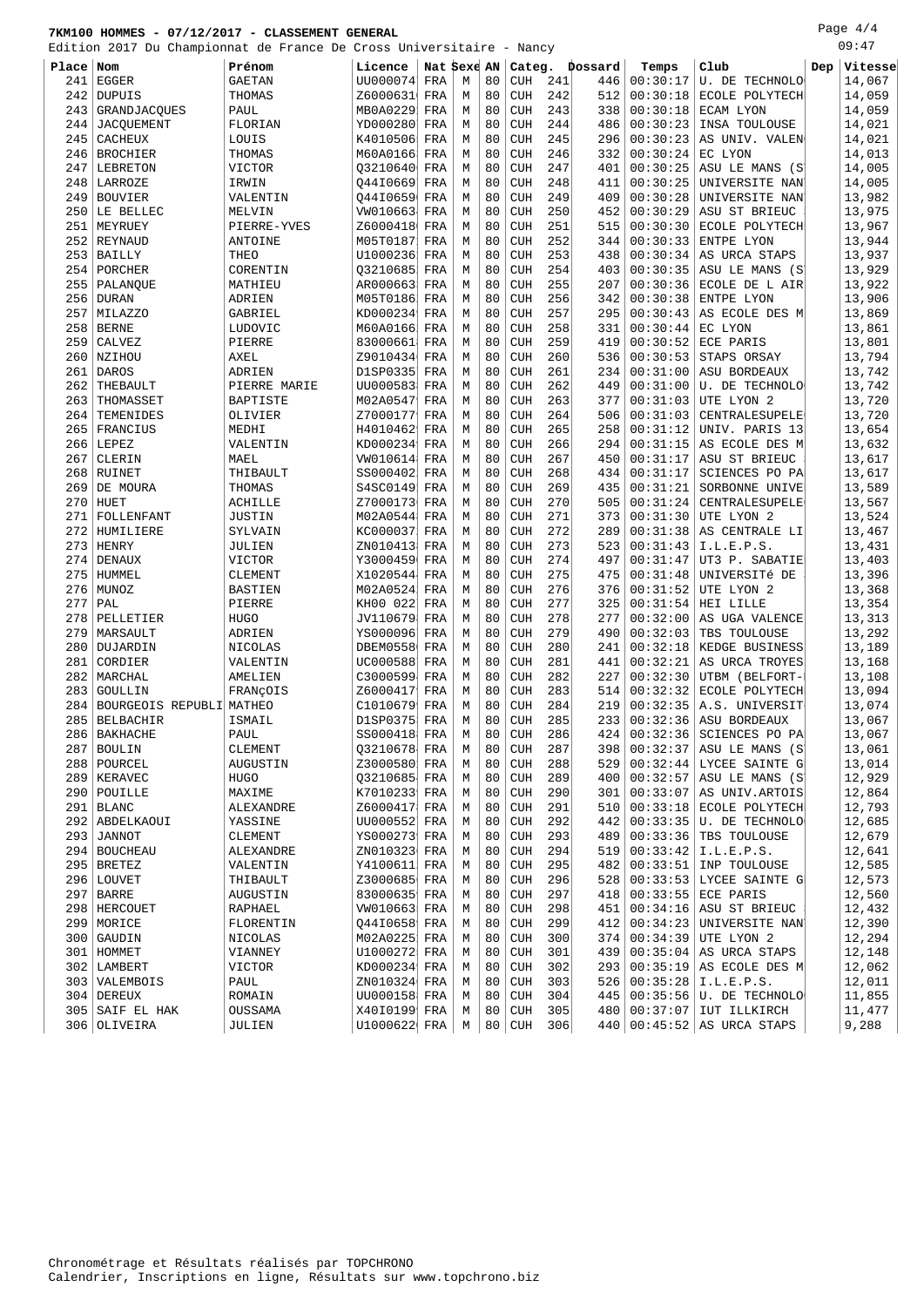# 7KM100 HOMMES - 07/12/2017 - CLASSEMENT GENERAL

Edition 2017 Du Championnat de France De Cross Universitaire - Nancy

09:47

| Place | Nom | Prénom | Licence | Nat | Sexe | AN | Categ. | | Dossard | Temps | Club | Dep | Vitesse |
|---|---|---|---|---|---|---|---|---|---|---|---|---|---|
| 241 | EGGER | GAETAN | UU000074 | FRA | M | 80 | CUH | 241 | 446 | 00:30:17 | U. DE TECHNOLO | | 14,067 |
| 242 | DUPUIS | THOMAS | Z6000631 | FRA | M | 80 | CUH | 242 | 512 | 00:30:18 | ECOLE POLYTECH | | 14,059 |
| 243 | GRANDJACQUES | PAUL | MB0A0229 | FRA | M | 80 | CUH | 243 | 338 | 00:30:18 | ECAM LYON | | 14,059 |
| 244 | JACQUEMENT | FLORIAN | YD000280 | FRA | M | 80 | CUH | 244 | 486 | 00:30:23 | INSA TOULOUSE | | 14,021 |
| 245 | CACHEUX | LOUIS | K4010506 | FRA | M | 80 | CUH | 245 | 296 | 00:30:23 | AS UNIV. VALEN | | 14,021 |
| 246 | BROCHIER | THOMAS | M60A0166 | FRA | M | 80 | CUH | 246 | 332 | 00:30:24 | EC LYON | | 14,013 |
| 247 | LEBRETON | VICTOR | Q3210640 | FRA | M | 80 | CUH | 247 | 401 | 00:30:25 | ASU LE MANS (S | | 14,005 |
| 248 | LARROZE | IRWIN | Q44I0669 | FRA | M | 80 | CUH | 248 | 411 | 00:30:25 | UNIVERSITE NAN | | 14,005 |
| 249 | BOUVIER | VALENTIN | Q44I0659 | FRA | M | 80 | CUH | 249 | 409 | 00:30:28 | UNIVERSITE NAN | | 13,982 |
| 250 | LE BELLEC | MELVIN | VW010663 | FRA | M | 80 | CUH | 250 | 452 | 00:30:29 | ASU ST BRIEUC | | 13,975 |
| 251 | MEYRUEY | PIERRE-YVES | Z6000418 | FRA | M | 80 | CUH | 251 | 515 | 00:30:30 | ECOLE POLYTECH | | 13,967 |
| 252 | REYNAUD | ANTOINE | M05T0187 | FRA | M | 80 | CUH | 252 | 344 | 00:30:33 | ENTPE LYON | | 13,944 |
| 253 | BAILLY | THEO | U1000236 | FRA | M | 80 | CUH | 253 | 438 | 00:30:34 | AS URCA STAPS | | 13,937 |
| 254 | PORCHER | CORENTIN | Q3210685 | FRA | M | 80 | CUH | 254 | 403 | 00:30:35 | ASU LE MANS (S | | 13,929 |
| 255 | PALANQUE | MATHIEU | AR000663 | FRA | M | 80 | CUH | 255 | 207 | 00:30:36 | ECOLE DE L AIR | | 13,922 |
| 256 | DURAN | ADRIEN | M05T0186 | FRA | M | 80 | CUH | 256 | 342 | 00:30:38 | ENTPE LYON | | 13,906 |
| 257 | MILAZZO | GABRIEL | KD000234 | FRA | M | 80 | CUH | 257 | 295 | 00:30:43 | AS ECOLE DES M | | 13,869 |
| 258 | BERNE | LUDOVIC | M60A0166 | FRA | M | 80 | CUH | 258 | 331 | 00:30:44 | EC LYON | | 13,861 |
| 259 | CALVEZ | PIERRE | 83000661 | FRA | M | 80 | CUH | 259 | 419 | 00:30:52 | ECE PARIS | | 13,801 |
| 260 | NZIHOU | AXEL | Z9010434 | FRA | M | 80 | CUH | 260 | 536 | 00:30:53 | STAPS ORSAY | | 13,794 |
| 261 | DAROS | ADRIEN | D1SP0335 | FRA | M | 80 | CUH | 261 | 234 | 00:31:00 | ASU BORDEAUX | | 13,742 |
| 262 | THEBAULT | PIERRE MARIE | UU000583 | FRA | M | 80 | CUH | 262 | 449 | 00:31:00 | U. DE TECHNOLO | | 13,742 |
| 263 | THOMASSET | BAPTISTE | M02A0547 | FRA | M | 80 | CUH | 263 | 377 | 00:31:03 | UTE LYON 2 | | 13,720 |
| 264 | TEMENIDES | OLIVIER | Z7000177 | FRA | M | 80 | CUH | 264 | 506 | 00:31:03 | CENTRALESUPELE | | 13,720 |
| 265 | FRANCIUS | MEDHI | H4010462 | FRA | M | 80 | CUH | 265 | 258 | 00:31:12 | UNIV. PARIS 13 | | 13,654 |
| 266 | LEPEZ | VALENTIN | KD000234 | FRA | M | 80 | CUH | 266 | 294 | 00:31:15 | AS ECOLE DES M | | 13,632 |
| 267 | CLERIN | MAEL | VW010614 | FRA | M | 80 | CUH | 267 | 450 | 00:31:17 | ASU ST BRIEUC | | 13,617 |
| 268 | RUINET | THIBAULT | SS000402 | FRA | M | 80 | CUH | 268 | 434 | 00:31:17 | SCIENCES PO PA | | 13,617 |
| 269 | DE MOURA | THOMAS | S4SC0149 | FRA | M | 80 | CUH | 269 | 435 | 00:31:21 | SORBONNE UNIVE | | 13,589 |
| 270 | HUET | ACHILLE | Z7000173 | FRA | M | 80 | CUH | 270 | 505 | 00:31:24 | CENTRALESUPELE | | 13,567 |
| 271 | FOLLENFANT | JUSTIN | M02A0544 | FRA | M | 80 | CUH | 271 | 373 | 00:31:30 | UTE LYON 2 | | 13,524 |
| 272 | HUMILIERE | SYLVAIN | KC000037 | FRA | M | 80 | CUH | 272 | 289 | 00:31:38 | AS CENTRALE LI | | 13,467 |
| 273 | HENRY | JULIEN | ZN010413 | FRA | M | 80 | CUH | 273 | 523 | 00:31:43 | I.L.E.P.S. | | 13,431 |
| 274 | DENAUX | VICTOR | Y3000459 | FRA | M | 80 | CUH | 274 | 497 | 00:31:47 | UT3 P. SABATIE | | 13,403 |
| 275 | HUMMEL | CLEMENT | X1020544 | FRA | M | 80 | CUH | 275 | 475 | 00:31:48 | UNIVERSITé DE | | 13,396 |
| 276 | MUNOZ | BASTIEN | M02A0524 | FRA | M | 80 | CUH | 276 | 376 | 00:31:52 | UTE LYON 2 | | 13,368 |
| 277 | PAL | PIERRE | KH00 022 | FRA | M | 80 | CUH | 277 | 325 | 00:31:54 | HEI LILLE | | 13,354 |
| 278 | PELLETIER | HUGO | JV110679 | FRA | M | 80 | CUH | 278 | 277 | 00:32:00 | AS UGA VALENCE | | 13,313 |
| 279 | MARSAULT | ADRIEN | YS000096 | FRA | M | 80 | CUH | 279 | 490 | 00:32:03 | TBS TOULOUSE | | 13,292 |
| 280 | DUJARDIN | NICOLAS | DBEM0558 | FRA | M | 80 | CUH | 280 | 241 | 00:32:18 | KEDGE BUSINESS | | 13,189 |
| 281 | CORDIER | VALENTIN | UC000588 | FRA | M | 80 | CUH | 281 | 441 | 00:32:21 | AS URCA TROYES | | 13,168 |
| 282 | MARCHAL | AMELIEN | C3000599 | FRA | M | 80 | CUH | 282 | 227 | 00:32:30 | UTBM (BELFORT- | | 13,108 |
| 283 | GOULLIN | FRANçOIS | Z6000417 | FRA | M | 80 | CUH | 283 | 514 | 00:32:32 | ECOLE POLYTECH | | 13,094 |
| 284 | BOURGEOIS REPUBLI | MATHEO | C1010679 | FRA | M | 80 | CUH | 284 | 219 | 00:32:35 | A.S. UNIVERSIT | | 13,074 |
| 285 | BELBACHIR | ISMAIL | D1SP0375 | FRA | M | 80 | CUH | 285 | 233 | 00:32:36 | ASU BORDEAUX | | 13,067 |
| 286 | BAKHACHE | PAUL | SS000418 | FRA | M | 80 | CUH | 286 | 424 | 00:32:36 | SCIENCES PO PA | | 13,067 |
| 287 | BOULIN | CLEMENT | Q3210678 | FRA | M | 80 | CUH | 287 | 398 | 00:32:37 | ASU LE MANS (S | | 13,061 |
| 288 | POURCEL | AUGUSTIN | Z3000580 | FRA | M | 80 | CUH | 288 | 529 | 00:32:44 | LYCEE SAINTE G | | 13,014 |
| 289 | KERAVEC | HUGO | Q3210685 | FRA | M | 80 | CUH | 289 | 400 | 00:32:57 | ASU LE MANS (S | | 12,929 |
| 290 | POUILLE | MAXIME | K7010233 | FRA | M | 80 | CUH | 290 | 301 | 00:33:07 | AS UNIV.ARTOIS | | 12,864 |
| 291 | BLANC | ALEXANDRE | Z6000417 | FRA | M | 80 | CUH | 291 | 510 | 00:33:18 | ECOLE POLYTECH | | 12,793 |
| 292 | ABDELKAOUI | YASSINE | UU000552 | FRA | M | 80 | CUH | 292 | 442 | 00:33:35 | U. DE TECHNOLO | | 12,685 |
| 293 | JANNOT | CLEMENT | YS000273 | FRA | M | 80 | CUH | 293 | 489 | 00:33:36 | TBS TOULOUSE | | 12,679 |
| 294 | BOUCHEAU | ALEXANDRE | ZN010323 | FRA | M | 80 | CUH | 294 | 519 | 00:33:42 | I.L.E.P.S. | | 12,641 |
| 295 | BRETEZ | VALENTIN | Y4100611 | FRA | M | 80 | CUH | 295 | 482 | 00:33:51 | INP TOULOUSE | | 12,585 |
| 296 | LOUVET | THIBAULT | Z3000685 | FRA | M | 80 | CUH | 296 | 528 | 00:33:53 | LYCEE SAINTE G | | 12,573 |
| 297 | BARRE | AUGUSTIN | 83000635 | FRA | M | 80 | CUH | 297 | 418 | 00:33:55 | ECE PARIS | | 12,560 |
| 298 | HERCOUET | RAPHAEL | VW010663 | FRA | M | 80 | CUH | 298 | 451 | 00:34:16 | ASU ST BRIEUC | | 12,432 |
| 299 | MORICE | FLORENTIN | Q44I0658 | FRA | M | 80 | CUH | 299 | 412 | 00:34:23 | UNIVERSITE NAN | | 12,390 |
| 300 | GAUDIN | NICOLAS | M02A0225 | FRA | M | 80 | CUH | 300 | 374 | 00:34:39 | UTE LYON 2 | | 12,294 |
| 301 | HOMMET | VIANNEY | U1000272 | FRA | M | 80 | CUH | 301 | 439 | 00:35:04 | AS URCA STAPS | | 12,148 |
| 302 | LAMBERT | VICTOR | KD000234 | FRA | M | 80 | CUH | 302 | 293 | 00:35:19 | AS ECOLE DES M | | 12,062 |
| 303 | VALEMBOIS | PAUL | ZN010324 | FRA | M | 80 | CUH | 303 | 526 | 00:35:28 | I.L.E.P.S. | | 12,011 |
| 304 | DEREUX | ROMAIN | UU000158 | FRA | M | 80 | CUH | 304 | 445 | 00:35:56 | U. DE TECHNOLO | | 11,855 |
| 305 | SAIF EL HAK | OUSSAMA | X40I0199 | FRA | M | 80 | CUH | 305 | 480 | 00:37:07 | IUT ILLKIRCH | | 11,477 |
| 306 | OLIVEIRA | JULIEN | U1000622 | FRA | M | 80 | CUH | 306 | 440 | 00:45:52 | AS URCA STAPS | | 9,288 |

Chronométrage et Résultats réalisés par TOPCHRONO
Calendrier, Inscriptions en ligne, Résultats sur www.topchrono.biz